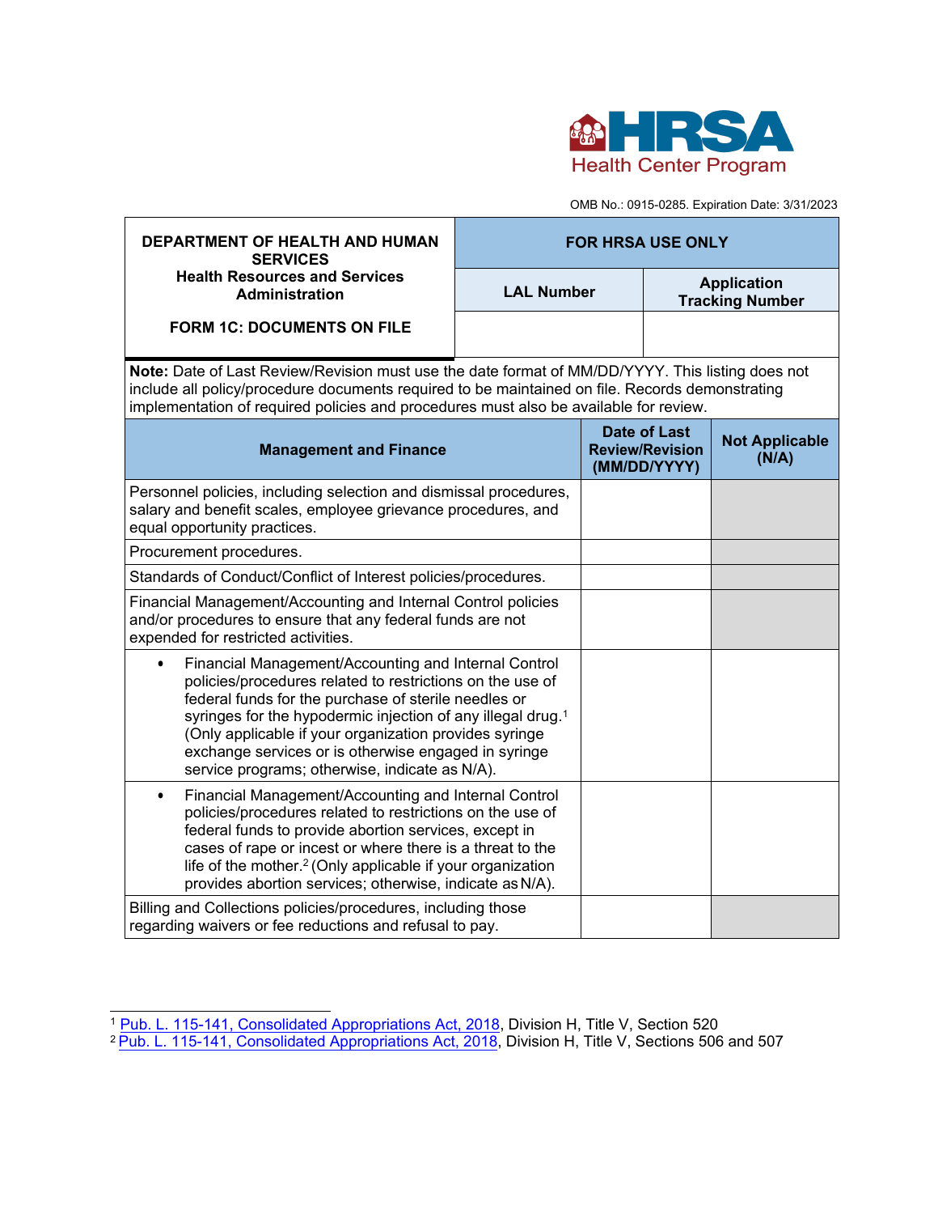Health Center Program

OMB No.: 0915-0285. Expiration Date: 3/31/2023

| DEPARTMENT OF HEALTH AND HUMAN SERVICES Health Resources and Services Administration FORM 1C: DOCUMENTS ON FILE | FOR HRSA USE ONLY | |
|---|---|---|
| | LAL Number | Application Tracking Number |
| | | |

**Note:** Date of Last Review/Revision must use the date format of MM/DD/YYYY. This listing does not include all policy/procedure documents required to be maintained on file. Records demonstrating implementation of required policies and procedures must also be available for review.

| Management and Finance | Date of Last Review/Revision (MM/DD/YYYY) | Not Applicable (N/A) |
|---|---|---|
| Personnel policies, including selection and dismissal procedures, salary and benefit scales, employee grievance procedures, and equal opportunity practices. | | |
| Procurement procedures. | | |
| Standards of Conduct/Conflict of Interest policies/procedures. | | |
| Financial Management/Accounting and Internal Control policies and/or procedures to ensure that any federal funds are not expended for restricted activities. | | |
| • Financial Management/Accounting and Internal Control policies/procedures related to restrictions on the use of federal funds for the purchase of sterile needles or syringes for the hypodermic injection of any illegal drug.[1] (Only applicable if your organization provides syringe exchange services or is otherwise engaged in syringe service programs; otherwise, indicate as N/A). | | |
| • Financial Management/Accounting and Internal Control policies/procedures related to restrictions on the use of federal funds to provide abortion services, except in cases of rape or incest or where there is a threat to the life of the mother.[2] (Only applicable if your organization provides abortion services; otherwise, indicate as N/A). | | |
| Billing and Collections policies/procedures, including those regarding waivers or fee reductions and refusal to pay. | | |

[1] Pub. L. 115-141, Consolidated Appropriations Act, 2018, Division H, Title V, Section 520

[2] Pub. L. 115-141, Consolidated Appropriations Act, 2018, Division H, Title V, Sections 506 and 507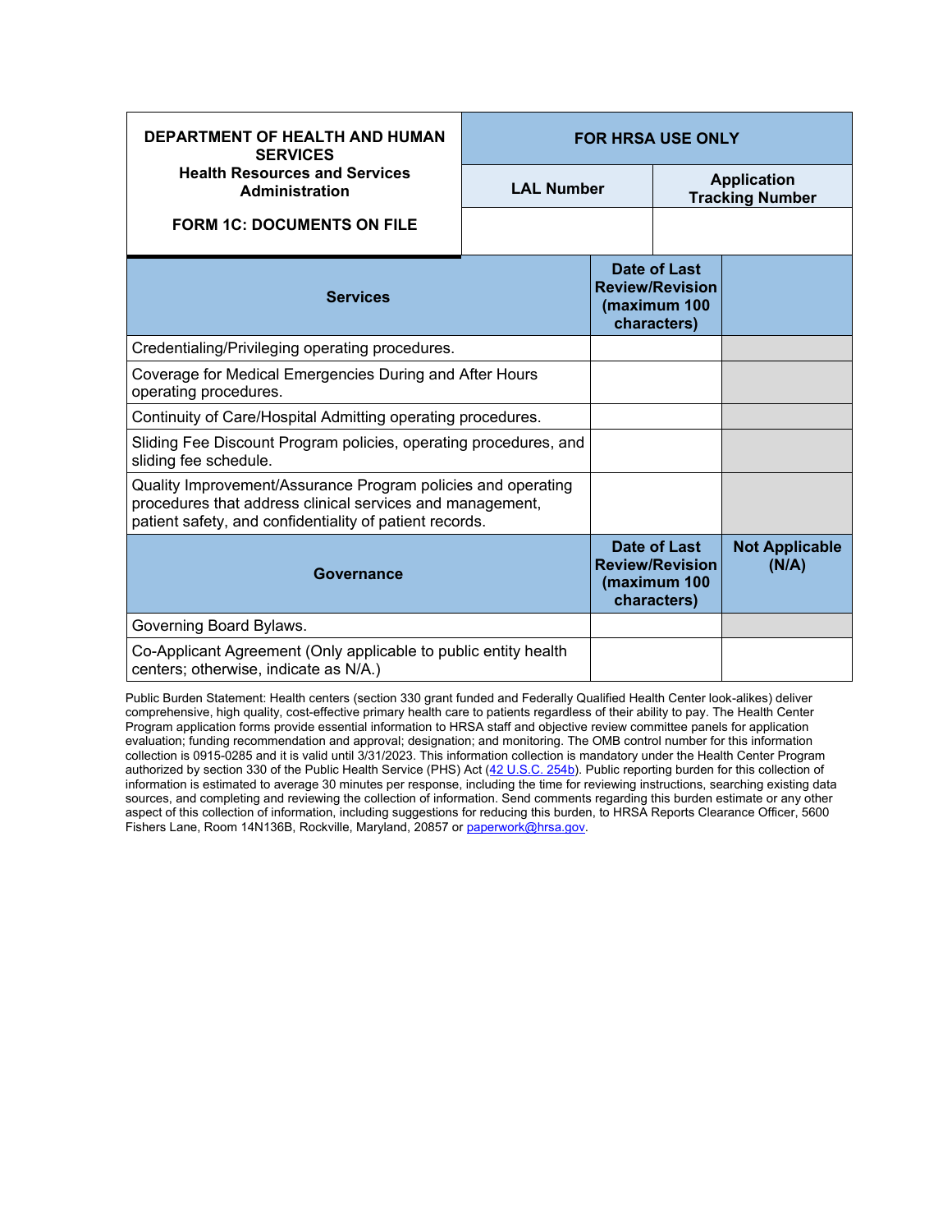| DEPARTMENT OF HEALTH AND HUMAN SERVICES<br>Health Resources and Services Administration<br><br>FORM 1C: DOCUMENTS ON FILE | FOR HRSA USE ONLY | |
|---|---|---|
| | LAL Number | Application Tracking Number |
| | | |

| Services | Date of Last Review/Revision (maximum 100 characters) | |
|---|---|---|
| Credentialing/Privileging operating procedures. | | |
| Coverage for Medical Emergencies During and After Hours operating procedures. | | |
| Continuity of Care/Hospital Admitting operating procedures. | | |
| Sliding Fee Discount Program policies, operating procedures, and sliding fee schedule. | | |
| Quality Improvement/Assurance Program policies and operating procedures that address clinical services and management, patient safety, and confidentiality of patient records. | | |
| **Governance** | **Date of Last Review/Revision (maximum 100 characters)** | **Not Applicable (N/A)** |
| Governing Board Bylaws. | | |
| Co-Applicant Agreement (Only applicable to public entity health centers; otherwise, indicate as N/A.) | | |

Public Burden Statement: Health centers (section 330 grant funded and Federally Qualified Health Center look-alikes) deliver comprehensive, high quality, cost-effective primary health care to patients regardless of their ability to pay. The Health Center Program application forms provide essential information to HRSA staff and objective review committee panels for application evaluation; funding recommendation and approval; designation; and monitoring. The OMB control number for this information collection is 0915-0285 and it is valid until 3/31/2023. This information collection is mandatory under the Health Center Program authorized by section 330 of the Public Health Service (PHS) Act (42 U.S.C. 254b). Public reporting burden for this collection of information is estimated to average 30 minutes per response, including the time for reviewing instructions, searching existing data sources, and completing and reviewing the collection of information. Send comments regarding this burden estimate or any other aspect of this collection of information, including suggestions for reducing this burden, to HRSA Reports Clearance Officer, 5600 Fishers Lane, Room 14N136B, Rockville, Maryland, 20857 or paperwork@hrsa.gov.